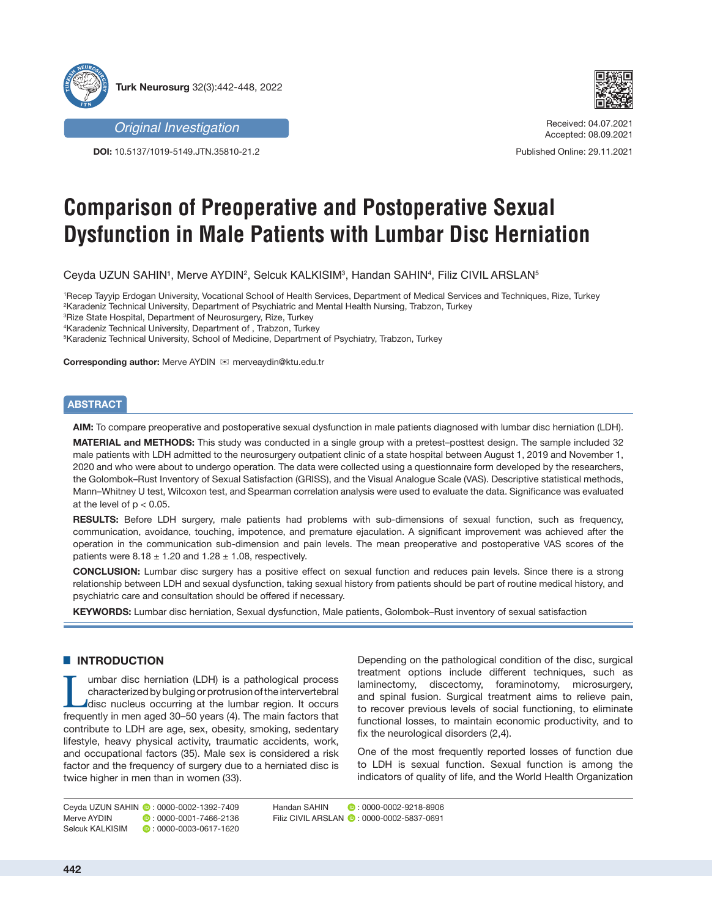Original Investigation

**DOI:** 10.5137/1019-5149.JTN.35810-21.2

Received: 04.07.2021
Accepted: 08.09.2021

Published Online: 29.11.2021

# Comparison of Preoperative and Postoperative Sexual Dysfunction in Male Patients with Lumbar Disc Herniation

Ceyda UZUN SAHIN[1], Merve AYDIN[2], Selcuk KALKISIM[3], Handan SAHIN[4], Filiz CIVIL ARSLAN[5]

[1]Recep Tayyip Erdogan University, Vocational School of Health Services, Department of Medical Services and Techniques, Rize, Turkey
[2]Karadeniz Technical University, Department of Psychiatric and Mental Health Nursing, Trabzon, Turkey
[3]Rize State Hospital, Department of Neurosurgery, Rize, Turkey
[4]Karadeniz Technical University, Department of , Trabzon, Turkey
[5]Karadeniz Technical University, School of Medicine, Department of Psychiatry, Trabzon, Turkey

**Corresponding author:** Merve AYDIN ✉ merveaydin@ktu.edu.tr

## ABSTRACT

**AIM:** To compare preoperative and postoperative sexual dysfunction in male patients diagnosed with lumbar disc herniation (LDH).

**MATERIAL and METHODS:** This study was conducted in a single group with a pretest–posttest design. The sample included 32 male patients with LDH admitted to the neurosurgery outpatient clinic of a state hospital between August 1, 2019 and November 1, 2020 and who were about to undergo operation. The data were collected using a questionnaire form developed by the researchers, the Golombok–Rust Inventory of Sexual Satisfaction (GRISS), and the Visual Analogue Scale (VAS). Descriptive statistical methods, Mann–Whitney U test, Wilcoxon test, and Spearman correlation analysis were used to evaluate the data. Significance was evaluated at the level of $p < 0.05$.

**RESULTS:** Before LDH surgery, male patients had problems with sub-dimensions of sexual function, such as frequency, communication, avoidance, touching, impotence, and premature ejaculation. A significant improvement was achieved after the operation in the communication sub-dimension and pain levels. The mean preoperative and postoperative VAS scores of the patients were 8.18 ± 1.20 and 1.28 ± 1.08, respectively.

**CONCLUSION:** Lumbar disc surgery has a positive effect on sexual function and reduces pain levels. Since there is a strong relationship between LDH and sexual dysfunction, taking sexual history from patients should be part of routine medical history, and psychiatric care and consultation should be offered if necessary.

**KEYWORDS:** Lumbar disc herniation, Sexual dysfunction, Male patients, Golombok–Rust inventory of sexual satisfaction

## INTRODUCTION

Lumbar disc herniation (LDH) is a pathological process characterized by bulging or protrusion of the intervertebral disc nucleus occurring at the lumbar region. It occurs frequently in men aged 30–50 years (4). The main factors that contribute to LDH are age, sex, obesity, smoking, sedentary lifestyle, heavy physical activity, traumatic accidents, work, and occupational factors (35). Male sex is considered a risk factor and the frequency of surgery due to a herniated disc is twice higher in men than in women (33).

Depending on the pathological condition of the disc, surgical treatment options include different techniques, such as laminectomy, discectomy, foraminotomy, microsurgery, and spinal fusion. Surgical treatment aims to relieve pain, to recover previous levels of social functioning, to eliminate functional losses, to maintain economic productivity, and to fix the neurological disorders (2,4).

One of the most frequently reported losses of function due to LDH is sexual function. Sexual function is among the indicators of quality of life, and the World Health Organization

Ceyda UZUN SAHIN : 0000-0002-1392-7409
Merve AYDIN : 0000-0001-7466-2136
Selcuk KALKISIM : 0000-0003-0617-1620
Handan SAHIN : 0000-0002-9218-8906
Filiz CIVIL ARSLAN : 0000-0002-5837-0691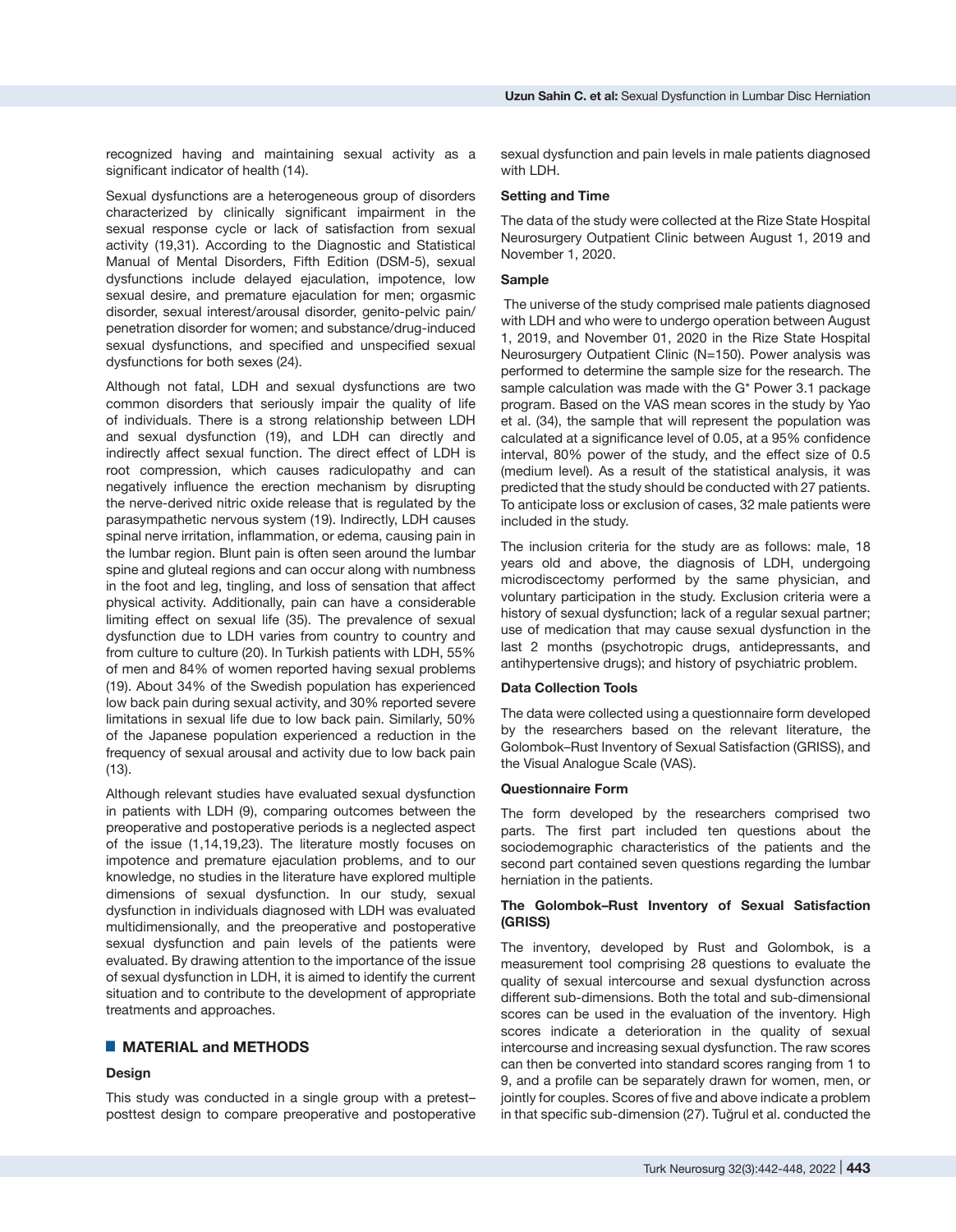recognized having and maintaining sexual activity as a significant indicator of health (14).

Sexual dysfunctions are a heterogeneous group of disorders characterized by clinically significant impairment in the sexual response cycle or lack of satisfaction from sexual activity (19,31). According to the Diagnostic and Statistical Manual of Mental Disorders, Fifth Edition (DSM-5), sexual dysfunctions include delayed ejaculation, impotence, low sexual desire, and premature ejaculation for men; orgasmic disorder, sexual interest/arousal disorder, genito-pelvic pain/penetration disorder for women; and substance/drug-induced sexual dysfunctions, and specified and unspecified sexual dysfunctions for both sexes (24).

Although not fatal, LDH and sexual dysfunctions are two common disorders that seriously impair the quality of life of individuals. There is a strong relationship between LDH and sexual dysfunction (19), and LDH can directly and indirectly affect sexual function. The direct effect of LDH is root compression, which causes radiculopathy and can negatively influence the erection mechanism by disrupting the nerve-derived nitric oxide release that is regulated by the parasympathetic nervous system (19). Indirectly, LDH causes spinal nerve irritation, inflammation, or edema, causing pain in the lumbar region. Blunt pain is often seen around the lumbar spine and gluteal regions and can occur along with numbness in the foot and leg, tingling, and loss of sensation that affect physical activity. Additionally, pain can have a considerable limiting effect on sexual life (35). The prevalence of sexual dysfunction due to LDH varies from country to country and from culture to culture (20). In Turkish patients with LDH, 55% of men and 84% of women reported having sexual problems (19). About 34% of the Swedish population has experienced low back pain during sexual activity, and 30% reported severe limitations in sexual life due to low back pain. Similarly, 50% of the Japanese population experienced a reduction in the frequency of sexual arousal and activity due to low back pain (13).

Although relevant studies have evaluated sexual dysfunction in patients with LDH (9), comparing outcomes between the preoperative and postoperative periods is a neglected aspect of the issue (1,14,19,23). The literature mostly focuses on impotence and premature ejaculation problems, and to our knowledge, no studies in the literature have explored multiple dimensions of sexual dysfunction. In our study, sexual dysfunction in individuals diagnosed with LDH was evaluated multidimensionally, and the preoperative and postoperative sexual dysfunction and pain levels of the patients were evaluated. By drawing attention to the importance of the issue of sexual dysfunction in LDH, it is aimed to identify the current situation and to contribute to the development of appropriate treatments and approaches.

## MATERIAL and METHODS

### Design

This study was conducted in a single group with a pretest–posttest design to compare preoperative and postoperative sexual dysfunction and pain levels in male patients diagnosed with LDH.

### Setting and Time

The data of the study were collected at the Rize State Hospital Neurosurgery Outpatient Clinic between August 1, 2019 and November 1, 2020.

### Sample

The universe of the study comprised male patients diagnosed with LDH and who were to undergo operation between August 1, 2019, and November 01, 2020 in the Rize State Hospital Neurosurgery Outpatient Clinic (N=150). Power analysis was performed to determine the sample size for the research. The sample calculation was made with the G* Power 3.1 package program. Based on the VAS mean scores in the study by Yao et al. (34), the sample that will represent the population was calculated at a significance level of 0.05, at a 95% confidence interval, 80% power of the study, and the effect size of 0.5 (medium level). As a result of the statistical analysis, it was predicted that the study should be conducted with 27 patients. To anticipate loss or exclusion of cases, 32 male patients were included in the study.

The inclusion criteria for the study are as follows: male, 18 years old and above, the diagnosis of LDH, undergoing microdiscectomy performed by the same physician, and voluntary participation in the study. Exclusion criteria were a history of sexual dysfunction; lack of a regular sexual partner; use of medication that may cause sexual dysfunction in the last 2 months (psychotropic drugs, antidepressants, and antihypertensive drugs); and history of psychiatric problem.

### Data Collection Tools

The data were collected using a questionnaire form developed by the researchers based on the relevant literature, the Golombok–Rust Inventory of Sexual Satisfaction (GRISS), and the Visual Analogue Scale (VAS).

### Questionnaire Form

The form developed by the researchers comprised two parts. The first part included ten questions about the sociodemographic characteristics of the patients and the second part contained seven questions regarding the lumbar herniation in the patients.

### The Golombok–Rust Inventory of Sexual Satisfaction (GRISS)

The inventory, developed by Rust and Golombok, is a measurement tool comprising 28 questions to evaluate the quality of sexual intercourse and sexual dysfunction across different sub-dimensions. Both the total and sub-dimensional scores can be used in the evaluation of the inventory. High scores indicate a deterioration in the quality of sexual intercourse and increasing sexual dysfunction. The raw scores can then be converted into standard scores ranging from 1 to 9, and a profile can be separately drawn for women, men, or jointly for couples. Scores of five and above indicate a problem in that specific sub-dimension (27). Tuğrul et al. conducted the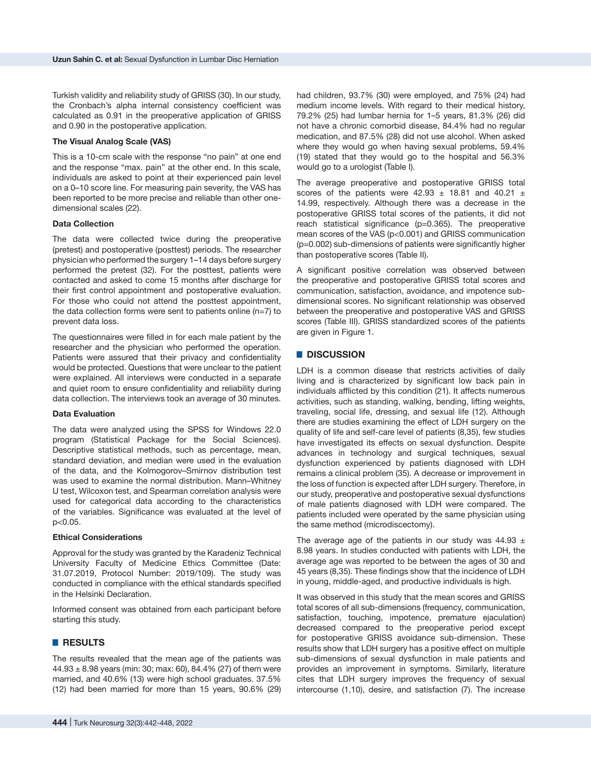Turkish validity and reliability study of GRISS (30). In our study, the Cronbach's alpha internal consistency coefficient was calculated as 0.91 in the preoperative application of GRISS and 0.90 in the postoperative application.

**The Visual Analog Scale (VAS)**

This is a 10-cm scale with the response "no pain" at one end and the response "max. pain" at the other end. In this scale, individuals are asked to point at their experienced pain level on a 0–10 score line. For measuring pain severity, the VAS has been reported to be more precise and reliable than other one-dimensional scales (22).

**Data Collection**

The data were collected twice during the preoperative (pretest) and postoperative (posttest) periods. The researcher physician who performed the surgery 1–14 days before surgery performed the pretest (32). For the posttest, patients were contacted and asked to come 15 months after discharge for their first control appointment and postoperative evaluation. For those who could not attend the posttest appointment, the data collection forms were sent to patients online (n=7) to prevent data loss.

The questionnaires were filled in for each male patient by the researcher and the physician who performed the operation. Patients were assured that their privacy and confidentiality would be protected. Questions that were unclear to the patient were explained. All interviews were conducted in a separate and quiet room to ensure confidentiality and reliability during data collection. The interviews took an average of 30 minutes.

**Data Evaluation**

The data were analyzed using the SPSS for Windows 22.0 program (Statistical Package for the Social Sciences). Descriptive statistical methods, such as percentage, mean, standard deviation, and median were used in the evaluation of the data, and the Kolmogorov–Smirnov distribution test was used to examine the normal distribution. Mann–Whitney U test, Wilcoxon test, and Spearman correlation analysis were used for categorical data according to the characteristics of the variables. Significance was evaluated at the level of $p<0.05$.

**Ethical Considerations**

Approval for the study was granted by the Karadeniz Technical University Faculty of Medicine Ethics Committee (Date: 31.07.2019, Protocol Number: 2019/109). The study was conducted in compliance with the ethical standards specified in the Helsinki Declaration.

Informed consent was obtained from each participant before starting this study.

## RESULTS

The results revealed that the mean age of the patients was 44.93 ± 8.98 years (min: 30; max: 60), 84.4% (27) of them were married, and 40.6% (13) were high school graduates. 37.5% (12) had been married for more than 15 years, 90.6% (29) had children, 93.7% (30) were employed, and 75% (24) had medium income levels. With regard to their medical history, 79.2% (25) had lumbar hernia for 1–5 years, 81.3% (26) did not have a chronic comorbid disease, 84.4% had no regular medication, and 87.5% (28) did not use alcohol. When asked where they would go when having sexual problems, 59.4% (19) stated that they would go to the hospital and 56.3% would go to a urologist (Table I).

The average preoperative and postoperative GRISS total scores of the patients were 42.93 ± 18.81 and 40.21 ± 14.99, respectively. Although there was a decrease in the postoperative GRISS total scores of the patients, it did not reach statistical significance (p=0.365). The preoperative mean scores of the VAS (p<0.001) and GRISS communication (p=0.002) sub-dimensions of patients were significantly higher than postoperative scores (Table II).

A significant positive correlation was observed between the preoperative and postoperative GRISS total scores and communication, satisfaction, avoidance, and impotence sub-dimensional scores. No significant relationship was observed between the preoperative and postoperative VAS and GRISS scores (Table III). GRISS standardized scores of the patients are given in Figure 1.

## DISCUSSION

LDH is a common disease that restricts activities of daily living and is characterized by significant low back pain in individuals afflicted by this condition (21). It affects numerous activities, such as standing, walking, bending, lifting weights, traveling, social life, dressing, and sexual life (12). Although there are studies examining the effect of LDH surgery on the quality of life and self-care level of patients (8,35), few studies have investigated its effects on sexual dysfunction. Despite advances in technology and surgical techniques, sexual dysfunction experienced by patients diagnosed with LDH remains a clinical problem (35). A decrease or improvement in the loss of function is expected after LDH surgery. Therefore, in our study, preoperative and postoperative sexual dysfunctions of male patients diagnosed with LDH were compared. The patients included were operated by the same physician using the same method (microdiscectomy).

The average age of the patients in our study was 44.93 ± 8.98 years. In studies conducted with patients with LDH, the average age was reported to be between the ages of 30 and 45 years (8,35). These findings show that the incidence of LDH in young, middle-aged, and productive individuals is high.

It was observed in this study that the mean scores and GRISS total scores of all sub-dimensions (frequency, communication, satisfaction, touching, impotence, premature ejaculation) decreased compared to the preoperative period except for postoperative GRISS avoidance sub-dimension. These results show that LDH surgery has a positive effect on multiple sub-dimensions of sexual dysfunction in male patients and provides an improvement in symptoms. Similarly, literature cites that LDH surgery improves the frequency of sexual intercourse (1,10), desire, and satisfaction (7). The increase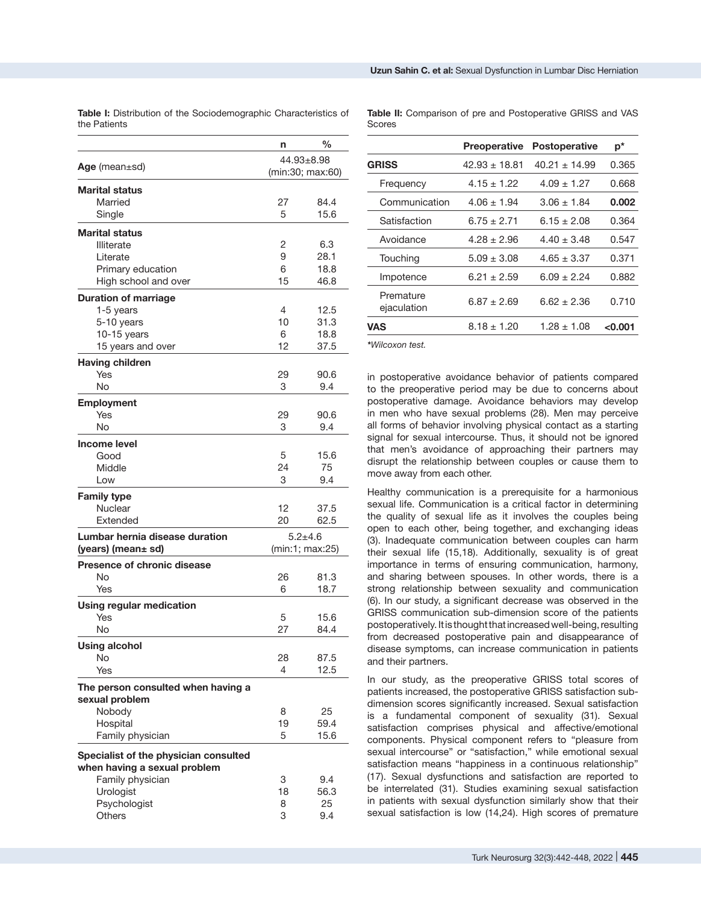**Table I:** Distribution of the Sociodemographic Characteristics of the Patients

| | n | % |
|---|---|---|
| **Age** (mean±sd) | 44.93±8.98 (min:30; max:60) | |
| **Marital status** | | |
| Married | 27 | 84.4 |
| Single | 5 | 15.6 |
| **Marital status** | | |
| Illiterate | 2 | 6.3 |
| Literate | 9 | 28.1 |
| Primary education | 6 | 18.8 |
| High school and over | 15 | 46.8 |
| **Duration of marriage** | | |
| 1-5 years | 4 | 12.5 |
| 5-10 years | 10 | 31.3 |
| 10-15 years | 6 | 18.8 |
| 15 years and over | 12 | 37.5 |
| **Having children** | | |
| Yes | 29 | 90.6 |
| No | 3 | 9.4 |
| **Employment** | | |
| Yes | 29 | 90.6 |
| No | 3 | 9.4 |
| **Income level** | | |
| Good | 5 | 15.6 |
| Middle | 24 | 75 |
| Low | 3 | 9.4 |
| **Family type** | | |
| Nuclear | 12 | 37.5 |
| Extended | 20 | 62.5 |
| **Lumbar hernia disease duration (years) (mean± sd)** | 5.2±4.6 (min:1; max:25) | |
| **Presence of chronic disease** | | |
| No | 26 | 81.3 |
| Yes | 6 | 18.7 |
| **Using regular medication** | | |
| Yes | 5 | 15.6 |
| No | 27 | 84.4 |
| **Using alcohol** | | |
| No | 28 | 87.5 |
| Yes | 4 | 12.5 |
| **The person consulted when having a sexual problem** | | |
| Nobody | 8 | 25 |
| Hospital | 19 | 59.4 |
| Family physician | 5 | 15.6 |
| **Specialist of the physician consulted when having a sexual problem** | | |
| Family physician | 3 | 9.4 |
| Urologist | 18 | 56.3 |
| Psychologist | 8 | 25 |
| Others | 3 | 9.4 |

**Table II:** Comparison of pre and Postoperative GRISS and VAS Scores

| | Preoperative | Postoperative | p* |
|---|---|---|---|
| **GRISS** | 42.93 ± 18.81 | 40.21 ± 14.99 | 0.365 |
| Frequency | 4.15 ± 1.22 | 4.09 ± 1.27 | 0.668 |
| Communication | 4.06 ± 1.94 | 3.06 ± 1.84 | **0.002** |
| Satisfaction | 6.75 ± 2.71 | 6.15 ± 2.08 | 0.364 |
| Avoidance | 4.28 ± 2.96 | 4.40 ± 3.48 | 0.547 |
| Touching | 5.09 ± 3.08 | 4.65 ± 3.37 | 0.371 |
| Impotence | 6.21 ± 2.59 | 6.09 ± 2.24 | 0.882 |
| Premature ejaculation | 6.87 ± 2.69 | 6.62 ± 2.36 | 0.710 |
| **VAS** | 8.18 ± 1.20 | 1.28 ± 1.08 | **<0.001** |

*\*Wilcoxon test.*

in postoperative avoidance behavior of patients compared to the preoperative period may be due to concerns about postoperative damage. Avoidance behaviors may develop in men who have sexual problems (28). Men may perceive all forms of behavior involving physical contact as a starting signal for sexual intercourse. Thus, it should not be ignored that men's avoidance of approaching their partners may disrupt the relationship between couples or cause them to move away from each other.

Healthy communication is a prerequisite for a harmonious sexual life. Communication is a critical factor in determining the quality of sexual life as it involves the couples being open to each other, being together, and exchanging ideas (3). Inadequate communication between couples can harm their sexual life (15,18). Additionally, sexuality is of great importance in terms of ensuring communication, harmony, and sharing between spouses. In other words, there is a strong relationship between sexuality and communication (6). In our study, a significant decrease was observed in the GRISS communication sub-dimension score of the patients postoperatively. It is thought that increased well-being, resulting from decreased postoperative pain and disappearance of disease symptoms, can increase communication in patients and their partners.

In our study, as the preoperative GRISS total scores of patients increased, the postoperative GRISS satisfaction sub-dimension scores significantly increased. Sexual satisfaction is a fundamental component of sexuality (31). Sexual satisfaction comprises physical and affective/emotional components. Physical component refers to "pleasure from sexual intercourse" or "satisfaction," while emotional sexual satisfaction means "happiness in a continuous relationship" (17). Sexual dysfunctions and satisfaction are reported to be interrelated (31). Studies examining sexual satisfaction in patients with sexual dysfunction similarly show that their sexual satisfaction is low (14,24). High scores of premature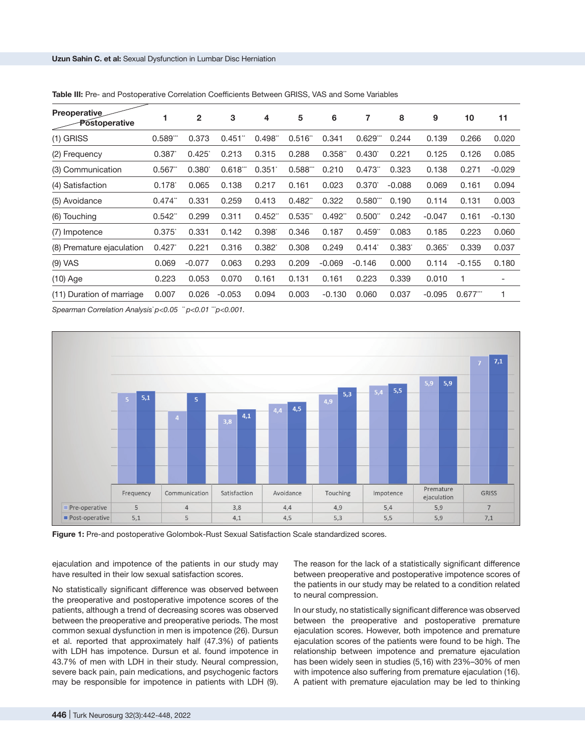**Table III:** Pre- and Postoperative Correlation Coefficients Between GRISS, VAS and Some Variables

| Preoperative / Postoperative | 1 | 2 | 3 | 4 | 5 | 6 | 7 | 8 | 9 | 10 | 11 |
|---|---|---|---|---|---|---|---|---|---|---|---|
| (1) GRISS | 0.589*** | 0.373 | 0.451** | 0.498** | 0.516** | 0.341 | 0.629*** | 0.244 | 0.139 | 0.266 | 0.020 |
| (2) Frequency | 0.387* | 0.425* | 0.213 | 0.315 | 0.288 | 0.358** | 0.430* | 0.221 | 0.125 | 0.126 | 0.085 |
| (3) Communication | 0.567** | 0.380* | 0.618*** | 0.351* | 0.588*** | 0.210 | 0.473** | 0.323 | 0.138 | 0.271 | -0.029 |
| (4) Satisfaction | 0.178* | 0.065 | 0.138 | 0.217 | 0.161 | 0.023 | 0.370* | -0.088 | 0.069 | 0.161 | 0.094 |
| (5) Avoidance | 0.474** | 0.331 | 0.259 | 0.413 | 0.482** | 0.322 | 0.580*** | 0.190 | 0.114 | 0.131 | 0.003 |
| (6) Touching | 0.542** | 0.299 | 0.311 | 0.452** | 0.535** | 0.492** | 0.500** | 0.242 | -0.047 | 0.161 | -0.130 |
| (7) Impotence | 0.375* | 0.331 | 0.142 | 0.398* | 0.346 | 0.187 | 0.459** | 0.083 | 0.185 | 0.223 | 0.060 |
| (8) Premature ejaculation | 0.427* | 0.221 | 0.316 | 0.382* | 0.308 | 0.249 | 0.414* | 0.383* | 0.365* | 0.339 | 0.037 |
| (9) VAS | 0.069 | -0.077 | 0.063 | 0.293 | 0.209 | -0.069 | -0.146 | 0.000 | 0.114 | -0.155 | 0.180 |
| (10) Age | 0.223 | 0.053 | 0.070 | 0.161 | 0.131 | 0.161 | 0.223 | 0.339 | 0.010 | 1 | - |
| (11) Duration of marriage | 0.007 | 0.026 | -0.053 | 0.094 | 0.003 | -0.130 | 0.060 | 0.037 | -0.095 | 0.677*** | 1 |

*Spearman Correlation Analysis *p<0.05 **p<0.01 ***p<0.001.*

| | Frequency | Communication | Satisfaction | Avoidance | Touching | Impotence | Premature ejaculation | GRISS |
|---|---|---|---|---|---|---|---|---|
| Pre-operative | 5 | 4 | 3,8 | 4,4 | 4,9 | 5,4 | 5,9 | 7 |
| Post-operative | 5,1 | 5 | 4,1 | 4,5 | 5,3 | 5,5 | 5,9 | 7,1 |

**Figure 1:** Pre-and postoperative Golombok-Rust Sexual Satisfaction Scale standardized scores.

ejaculation and impotence of the patients in our study may have resulted in their low sexual satisfaction scores.

No statistically significant difference was observed between the preoperative and postoperative impotence scores of the patients, although a trend of decreasing scores was observed between the preoperative and preoperative periods. The most common sexual dysfunction in men is impotence (26). Dursun et al. reported that approximately half (47.3%) of patients with LDH has impotence. Dursun et al. found impotence in 43.7% of men with LDH in their study. Neural compression, severe back pain, pain medications, and psychogenic factors may be responsible for impotence in patients with LDH (9).

The reason for the lack of a statistically significant difference between preoperative and postoperative impotence scores of the patients in our study may be related to a condition related to neural compression.

In our study, no statistically significant difference was observed between the preoperative and postoperative premature ejaculation scores. However, both impotence and premature ejaculation scores of the patients were found to be high. The relationship between impotence and premature ejaculation has been widely seen in studies (5,16) with 23%–30% of men with impotence also suffering from premature ejaculation (16). A patient with premature ejaculation may be led to thinking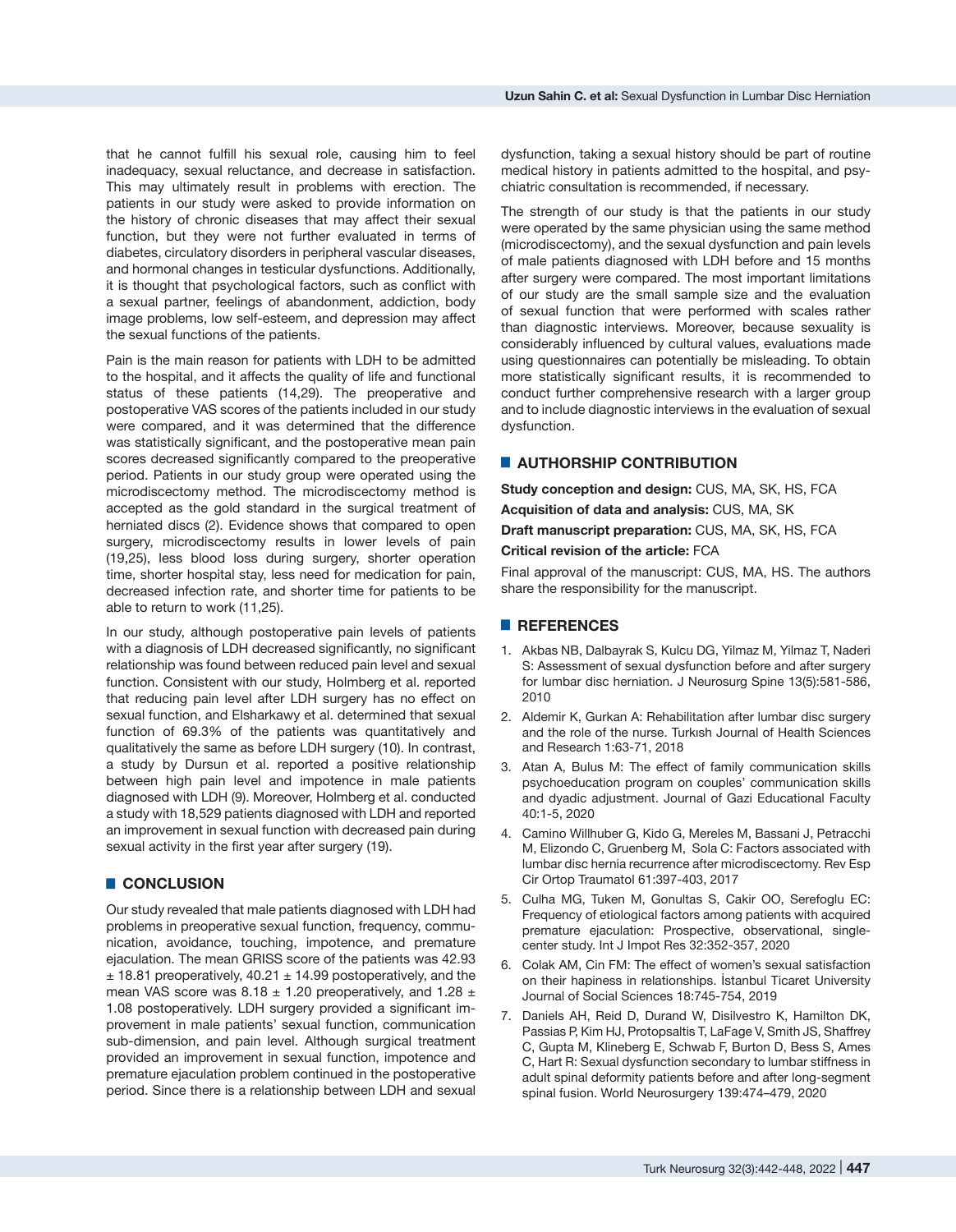that he cannot fulfill his sexual role, causing him to feel inadequacy, sexual reluctance, and decrease in satisfaction. This may ultimately result in problems with erection. The patients in our study were asked to provide information on the history of chronic diseases that may affect their sexual function, but they were not further evaluated in terms of diabetes, circulatory disorders in peripheral vascular diseases, and hormonal changes in testicular dysfunctions. Additionally, it is thought that psychological factors, such as conflict with a sexual partner, feelings of abandonment, addiction, body image problems, low self-esteem, and depression may affect the sexual functions of the patients.

Pain is the main reason for patients with LDH to be admitted to the hospital, and it affects the quality of life and functional status of these patients (14,29). The preoperative and postoperative VAS scores of the patients included in our study were compared, and it was determined that the difference was statistically significant, and the postoperative mean pain scores decreased significantly compared to the preoperative period. Patients in our study group were operated using the microdiscectomy method. The microdiscectomy method is accepted as the gold standard in the surgical treatment of herniated discs (2). Evidence shows that compared to open surgery, microdiscectomy results in lower levels of pain (19,25), less blood loss during surgery, shorter operation time, shorter hospital stay, less need for medication for pain, decreased infection rate, and shorter time for patients to be able to return to work (11,25).

In our study, although postoperative pain levels of patients with a diagnosis of LDH decreased significantly, no significant relationship was found between reduced pain level and sexual function. Consistent with our study, Holmberg et al. reported that reducing pain level after LDH surgery has no effect on sexual function, and Elsharkawy et al. determined that sexual function of 69.3% of the patients was quantitatively and qualitatively the same as before LDH surgery (10). In contrast, a study by Dursun et al. reported a positive relationship between high pain level and impotence in male patients diagnosed with LDH (9). Moreover, Holmberg et al. conducted a study with 18,529 patients diagnosed with LDH and reported an improvement in sexual function with decreased pain during sexual activity in the first year after surgery (19).

## CONCLUSION

Our study revealed that male patients diagnosed with LDH had problems in preoperative sexual function, frequency, communication, avoidance, touching, impotence, and premature ejaculation. The mean GRISS score of the patients was 42.93 ± 18.81 preoperatively, 40.21 ± 14.99 postoperatively, and the mean VAS score was 8.18 ± 1.20 preoperatively, and 1.28 ± 1.08 postoperatively. LDH surgery provided a significant improvement in male patients' sexual function, communication sub-dimension, and pain level. Although surgical treatment provided an improvement in sexual function, impotence and premature ejaculation problem continued in the postoperative period. Since there is a relationship between LDH and sexual dysfunction, taking a sexual history should be part of routine medical history in patients admitted to the hospital, and psychiatric consultation is recommended, if necessary.

The strength of our study is that the patients in our study were operated by the same physician using the same method (microdiscectomy), and the sexual dysfunction and pain levels of male patients diagnosed with LDH before and 15 months after surgery were compared. The most important limitations of our study are the small sample size and the evaluation of sexual function that were performed with scales rather than diagnostic interviews. Moreover, because sexuality is considerably influenced by cultural values, evaluations made using questionnaires can potentially be misleading. To obtain more statistically significant results, it is recommended to conduct further comprehensive research with a larger group and to include diagnostic interviews in the evaluation of sexual dysfunction.

## AUTHORSHIP CONTRIBUTION

**Study conception and design:** CUS, MA, SK, HS, FCA

**Acquisition of data and analysis:** CUS, MA, SK

**Draft manuscript preparation:** CUS, MA, SK, HS, FCA

**Critical revision of the article:** FCA

Final approval of the manuscript: CUS, MA, HS. The authors share the responsibility for the manuscript.

## REFERENCES

1. Akbas NB, Dalbayrak S, Kulcu DG, Yilmaz M, Yilmaz T, Naderi S: Assessment of sexual dysfunction before and after surgery for lumbar disc herniation. J Neurosurg Spine 13(5):581-586, 2010
2. Aldemir K, Gurkan A: Rehabilitation after lumbar disc surgery and the role of the nurse. Turkısh Journal of Health Sciences and Research 1:63-71, 2018
3. Atan A, Bulus M: The effect of family communication skills psychoeducation program on couples' communication skills and dyadic adjustment. Journal of Gazi Educational Faculty 40:1-5, 2020
4. Camino Willhuber G, Kido G, Mereles M, Bassani J, Petracchi M, Elizondo C, Gruenberg M, Sola C: Factors associated with lumbar disc hernia recurrence after microdiscectomy. Rev Esp Cir Ortop Traumatol 61:397-403, 2017
5. Culha MG, Tuken M, Gonultas S, Cakir OO, Serefoglu EC: Frequency of etiological factors among patients with acquired premature ejaculation: Prospective, observational, single-center study. Int J Impot Res 32:352-357, 2020
6. Colak AM, Cin FM: The effect of women's sexual satisfaction on their hapiness in relationships. İstanbul Ticaret University Journal of Social Sciences 18:745-754, 2019
7. Daniels AH, Reid D, Durand W, Disilvestro K, Hamilton DK, Passias P, Kim HJ, Protopsaltis T, LaFage V, Smith JS, Shaffrey C, Gupta M, Klineberg E, Schwab F, Burton D, Bess S, Ames C, Hart R: Sexual dysfunction secondary to lumbar stiffness in adult spinal deformity patients before and after long-segment spinal fusion. World Neurosurgery 139:474–479, 2020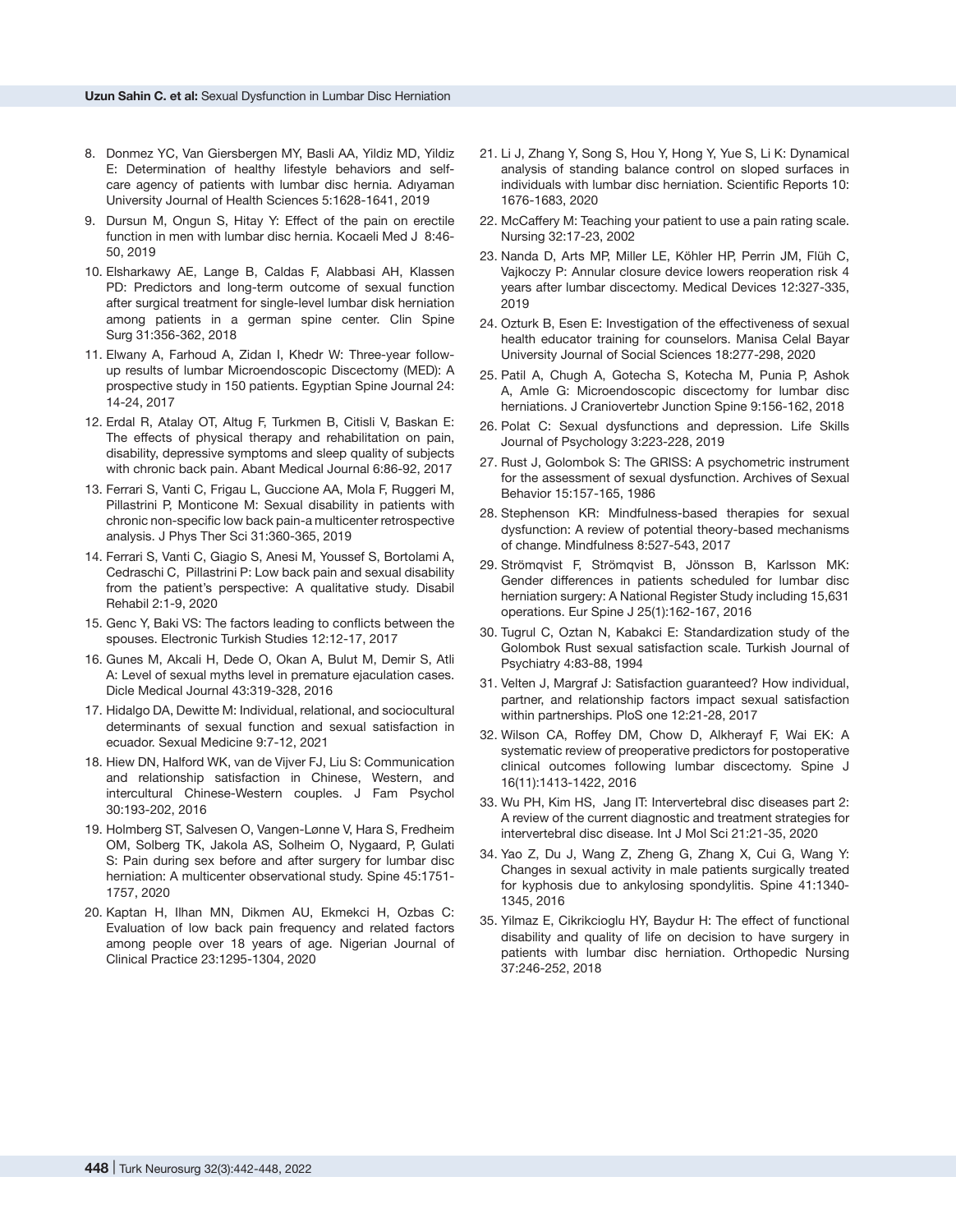8. Donmez YC, Van Giersbergen MY, Basli AA, Yildiz MD, Yildiz E: Determination of healthy lifestyle behaviors and self-care agency of patients with lumbar disc hernia. Adıyaman University Journal of Health Sciences 5:1628-1641, 2019

9. Dursun M, Ongun S, Hitay Y: Effect of the pain on erectile function in men with lumbar disc hernia. Kocaeli Med J 8:46-50, 2019

10. Elsharkawy AE, Lange B, Caldas F, Alabbasi AH, Klassen PD: Predictors and long-term outcome of sexual function after surgical treatment for single-level lumbar disk herniation among patients in a german spine center. Clin Spine Surg 31:356-362, 2018

11. Elwany A, Farhoud A, Zidan I, Khedr W: Three-year follow-up results of lumbar Microendoscopic Discectomy (MED): A prospective study in 150 patients. Egyptian Spine Journal 24: 14-24, 2017

12. Erdal R, Atalay OT, Altug F, Turkmen B, Citisli V, Baskan E: The effects of physical therapy and rehabilitation on pain, disability, depressive symptoms and sleep quality of subjects with chronic back pain. Abant Medical Journal 6:86-92, 2017

13. Ferrari S, Vanti C, Frigau L, Guccione AA, Mola F, Ruggeri M, Pillastrini P, Monticone M: Sexual disability in patients with chronic non-specific low back pain-a multicenter retrospective analysis. J Phys Ther Sci 31:360-365, 2019

14. Ferrari S, Vanti C, Giagio S, Anesi M, Youssef S, Bortolami A, Cedraschi C, Pillastrini P: Low back pain and sexual disability from the patient's perspective: A qualitative study. Disabil Rehabil 2:1-9, 2020

15. Genc Y, Baki VS: The factors leading to conflicts between the spouses. Electronic Turkish Studies 12:12-17, 2017

16. Gunes M, Akcali H, Dede O, Okan A, Bulut M, Demir S, Atli A: Level of sexual myths level in premature ejaculation cases. Dicle Medical Journal 43:319-328, 2016

17. Hidalgo DA, Dewitte M: Individual, relational, and sociocultural determinants of sexual function and sexual satisfaction in ecuador. Sexual Medicine 9:7-12, 2021

18. Hiew DN, Halford WK, van de Vijver FJ, Liu S: Communication and relationship satisfaction in Chinese, Western, and intercultural Chinese-Western couples. J Fam Psychol 30:193-202, 2016

19. Holmberg ST, Salvesen O, Vangen-Lønne V, Hara S, Fredheim OM, Solberg TK, Jakola AS, Solheim O, Nygaard, P, Gulati S: Pain during sex before and after surgery for lumbar disc herniation: A multicenter observational study. Spine 45:1751-1757, 2020

20. Kaptan H, Ilhan MN, Dikmen AU, Ekmekci H, Ozbas C: Evaluation of low back pain frequency and related factors among people over 18 years of age. Nigerian Journal of Clinical Practice 23:1295-1304, 2020

21. Li J, Zhang Y, Song S, Hou Y, Hong Y, Yue S, Li K: Dynamical analysis of standing balance control on sloped surfaces in individuals with lumbar disc herniation. Scientific Reports 10: 1676-1683, 2020

22. McCaffery M: Teaching your patient to use a pain rating scale. Nursing 32:17-23, 2002

23. Nanda D, Arts MP, Miller LE, Köhler HP, Perrin JM, Flüh C, Vajkoczy P: Annular closure device lowers reoperation risk 4 years after lumbar discectomy. Medical Devices 12:327-335, 2019

24. Ozturk B, Esen E: Investigation of the effectiveness of sexual health educator training for counselors. Manisa Celal Bayar University Journal of Social Sciences 18:277-298, 2020

25. Patil A, Chugh A, Gotecha S, Kotecha M, Punia P, Ashok A, Amle G: Microendoscopic discectomy for lumbar disc herniations. J Craniovertebr Junction Spine 9:156-162, 2018

26. Polat C: Sexual dysfunctions and depression. Life Skills Journal of Psychology 3:223-228, 2019

27. Rust J, Golombok S: The GRISS: A psychometric instrument for the assessment of sexual dysfunction. Archives of Sexual Behavior 15:157-165, 1986

28. Stephenson KR: Mindfulness-based therapies for sexual dysfunction: A review of potential theory-based mechanisms of change. Mindfulness 8:527-543, 2017

29. Strömqvist F, Strömqvist B, Jönsson B, Karlsson MK: Gender differences in patients scheduled for lumbar disc herniation surgery: A National Register Study including 15,631 operations. Eur Spine J 25(1):162-167, 2016

30. Tugrul C, Oztan N, Kabakci E: Standardization study of the Golombok Rust sexual satisfaction scale. Turkish Journal of Psychiatry 4:83-88, 1994

31. Velten J, Margraf J: Satisfaction guaranteed? How individual, partner, and relationship factors impact sexual satisfaction within partnerships. PloS one 12:21-28, 2017

32. Wilson CA, Roffey DM, Chow D, Alkherayf F, Wai EK: A systematic review of preoperative predictors for postoperative clinical outcomes following lumbar discectomy. Spine J 16(11):1413-1422, 2016

33. Wu PH, Kim HS, Jang IT: Intervertebral disc diseases part 2: A review of the current diagnostic and treatment strategies for intervertebral disc disease. Int J Mol Sci 21:21-35, 2020

34. Yao Z, Du J, Wang Z, Zheng G, Zhang X, Cui G, Wang Y: Changes in sexual activity in male patients surgically treated for kyphosis due to ankylosing spondylitis. Spine 41:1340-1345, 2016

35. Yilmaz E, Cikrikcioglu HY, Baydur H: The effect of functional disability and quality of life on decision to have surgery in patients with lumbar disc herniation. Orthopedic Nursing 37:246-252, 2018